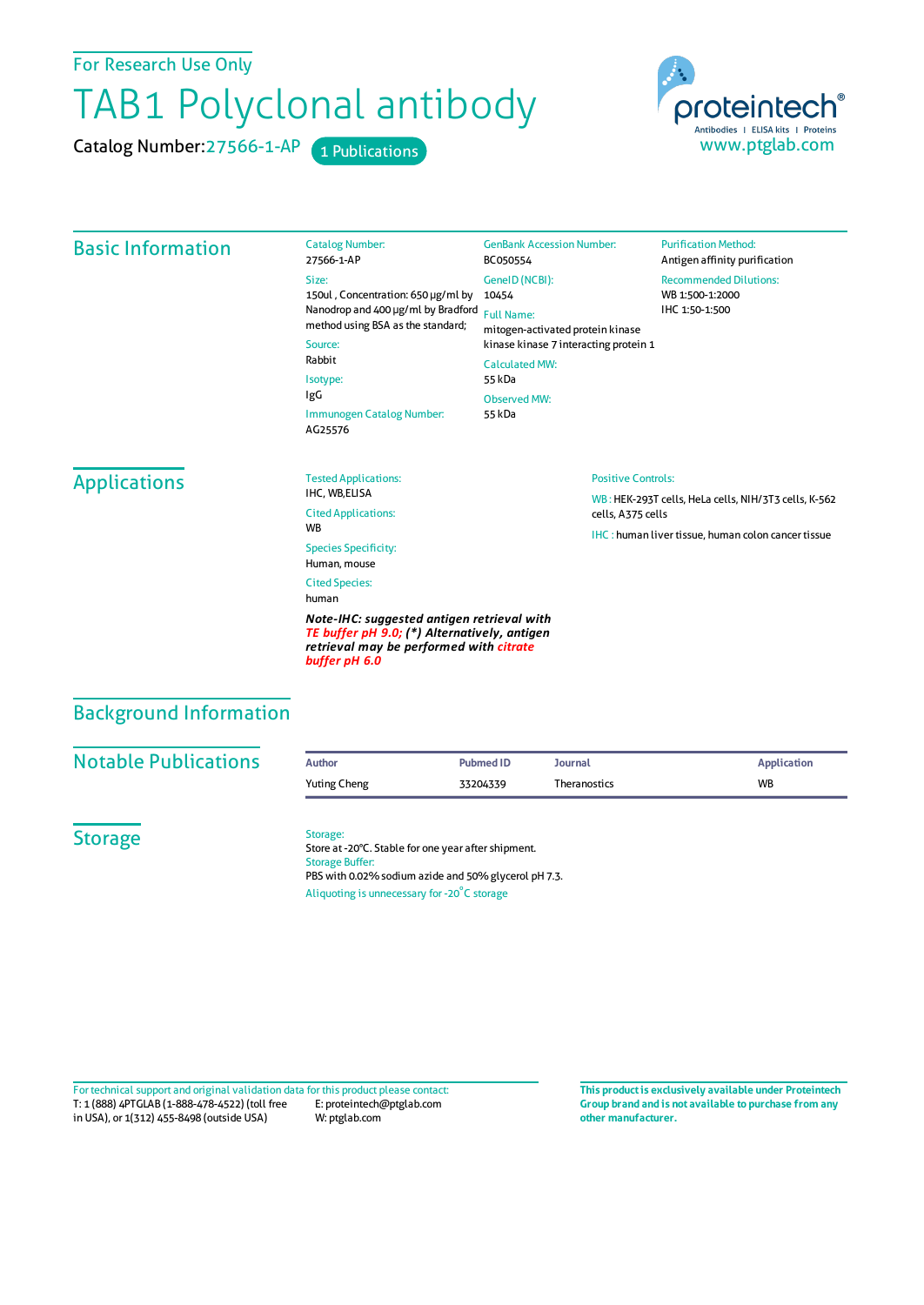For Research Use Only

# TAB1 Polyclonal antibody

Catalog Number: 27566-1-AP 1 Publications

proteintech® Antibodies | ELISA kits | Proteins
www.ptglab.com

## Basic Information

Catalog Number:
27566-1-AP

Size:
150ul , Concentration: 650 μg/ml by Nanodrop and 400 μg/ml by Bradford method using BSA as the standard;

Source:
Rabbit

Isotype:
IgG

Immunogen Catalog Number:
AG25576

GenBank Accession Number:
BC050554

GeneID (NCBI):
10454

Full Name:
mitogen-activated protein kinase kinase kinase 7 interacting protein 1

Calculated MW:
55 kDa

Observed MW:
55 kDa

Purification Method:
Antigen affinity purification

Recommended Dilutions:
WB 1:500-1:2000
IHC 1:50-1:500

## Applications

Tested Applications:
IHC, WB,ELISA

Cited Applications:
WB

Species Specificity:
Human, mouse

Cited Species:
human

***Note-IHC: suggested antigen retrieval with TE buffer pH 9.0; (\*) Alternatively, antigen retrieval may be performed with citrate buffer pH 6.0***

Positive Controls:

WB : HEK-293T cells, HeLa cells, NIH/3T3 cells, K-562 cells, A375 cells

IHC : human liver tissue, human colon cancer tissue

## Background Information

## Notable Publications

| Author | Pubmed ID | Journal | Application |
| --- | --- | --- | --- |
| Yuting Cheng | 33204339 | Theranostics | WB |

## Storage

Storage:
Store at -20°C. Stable for one year after shipment.

Storage Buffer:
PBS with 0.02% sodium azide and 50% glycerol pH 7.3.

Aliquoting is unnecessary for -20°C storage

For technical support and original validation data for this product please contact:
T: 1 (888) 4PTGLAB (1-888-478-4522) (toll free in USA), or 1(312) 455-8498 (outside USA)
E: proteintech@ptglab.com
W: ptglab.com

**This product is exclusively available under Proteintech Group brand and is not available to purchase from any other manufacturer.**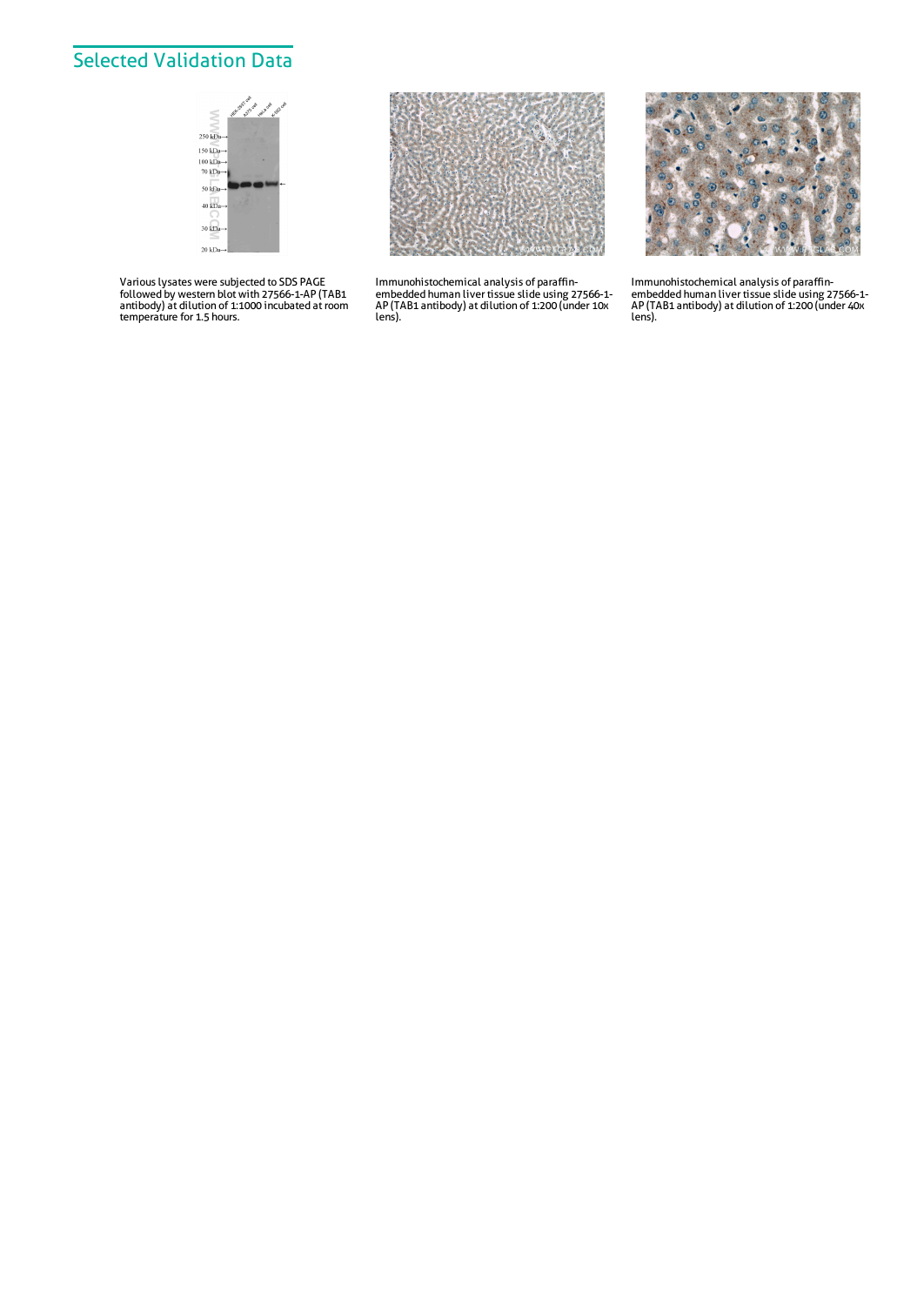## Selected Validation Data

Various lysates were subjected to SDS PAGE followed by western blot with 27566-1-AP (TAB1 antibody) at dilution of 1:1000 incubated at room temperature for 1.5 hours.

Immunohistochemical analysis of paraffin-embedded human liver tissue slide using 27566-1-AP (TAB1 antibody) at dilution of 1:200 (under 10x lens).

Immunohistochemical analysis of paraffin-embedded human liver tissue slide using 27566-1-AP (TAB1 antibody) at dilution of 1:200 (under 40x lens).